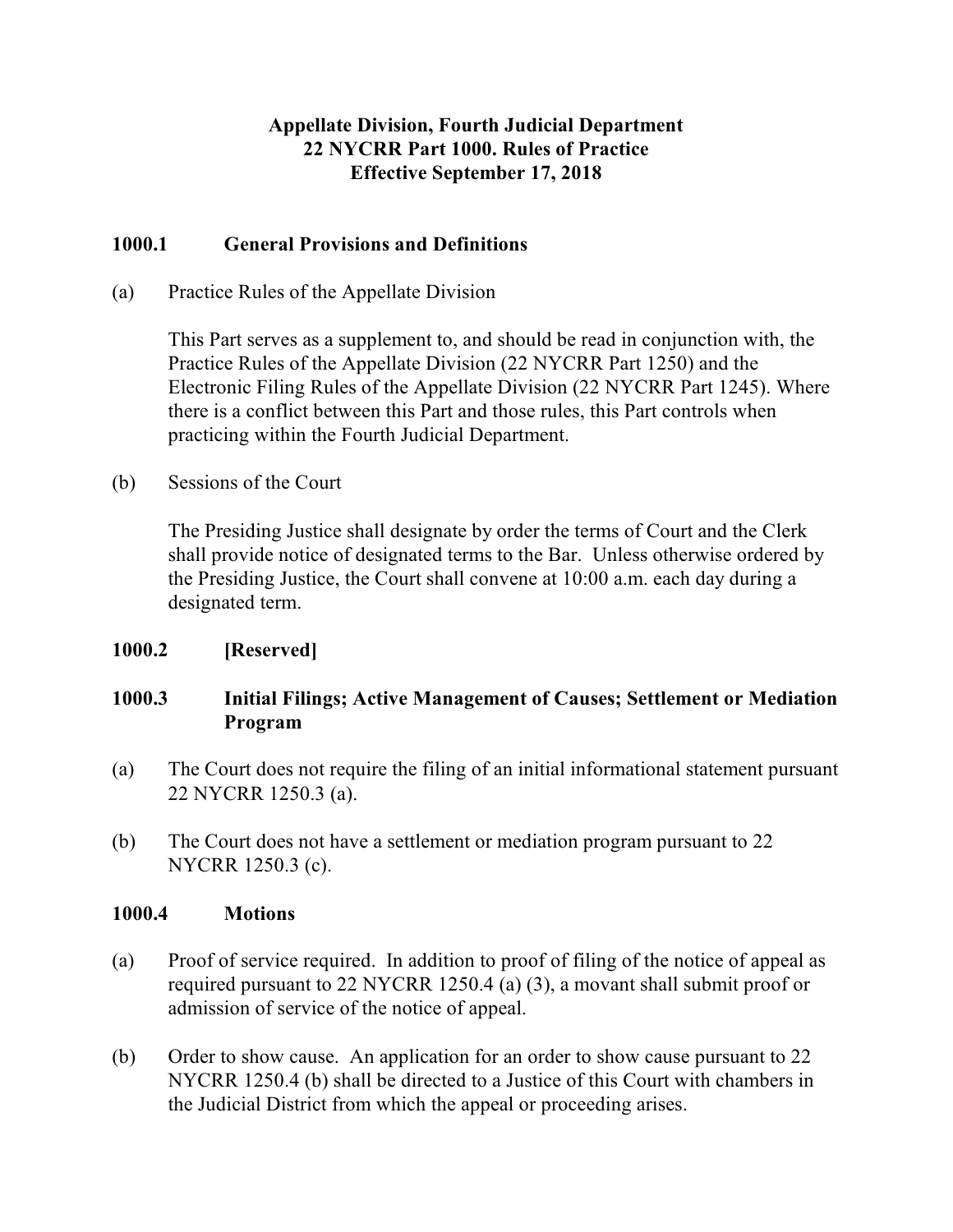# Appellate Division, Fourth Judicial Department
# 22 NYCRR Part 1000. Rules of Practice
# Effective September 17, 2018

## 1000.1 General Provisions and Definitions

(a) Practice Rules of the Appellate Division

This Part serves as a supplement to, and should be read in conjunction with, the Practice Rules of the Appellate Division (22 NYCRR Part 1250) and the Electronic Filing Rules of the Appellate Division (22 NYCRR Part 1245). Where there is a conflict between this Part and those rules, this Part controls when practicing within the Fourth Judicial Department.

(b) Sessions of the Court

The Presiding Justice shall designate by order the terms of Court and the Clerk shall provide notice of designated terms to the Bar. Unless otherwise ordered by the Presiding Justice, the Court shall convene at 10:00 a.m. each day during a designated term.

## 1000.2 [Reserved]

## 1000.3 Initial Filings; Active Management of Causes; Settlement or Mediation Program

(a) The Court does not require the filing of an initial informational statement pursuant 22 NYCRR 1250.3 (a).

(b) The Court does not have a settlement or mediation program pursuant to 22 NYCRR 1250.3 (c).

## 1000.4 Motions

(a) Proof of service required. In addition to proof of filing of the notice of appeal as required pursuant to 22 NYCRR 1250.4 (a) (3), a movant shall submit proof or admission of service of the notice of appeal.

(b) Order to show cause. An application for an order to show cause pursuant to 22 NYCRR 1250.4 (b) shall be directed to a Justice of this Court with chambers in the Judicial District from which the appeal or proceeding arises.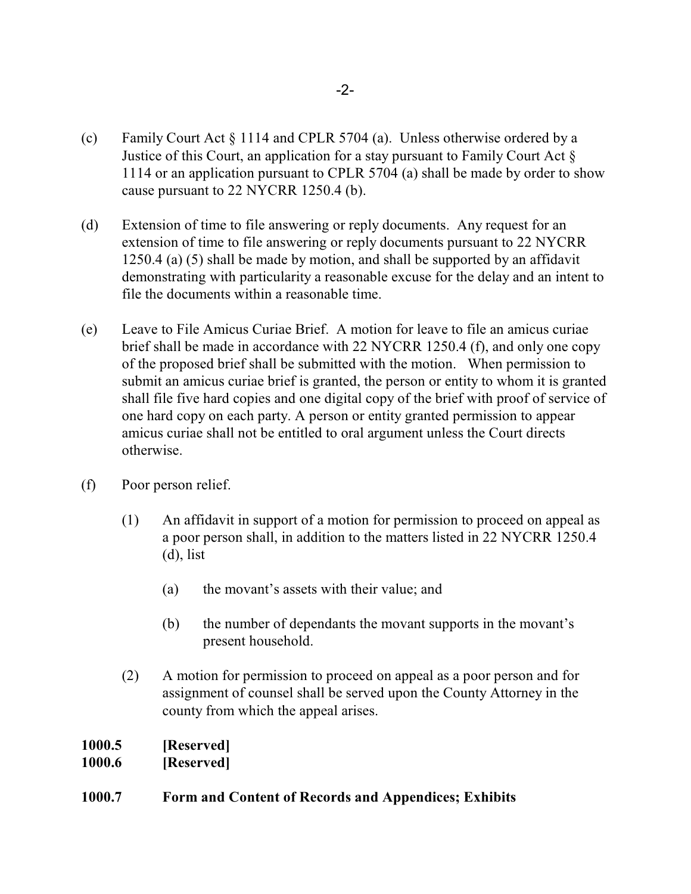(c) Family Court Act § 1114 and CPLR 5704 (a). Unless otherwise ordered by a Justice of this Court, an application for a stay pursuant to Family Court Act § 1114 or an application pursuant to CPLR 5704 (a) shall be made by order to show cause pursuant to 22 NYCRR 1250.4 (b).

(d) Extension of time to file answering or reply documents. Any request for an extension of time to file answering or reply documents pursuant to 22 NYCRR 1250.4 (a) (5) shall be made by motion, and shall be supported by an affidavit demonstrating with particularity a reasonable excuse for the delay and an intent to file the documents within a reasonable time.

(e) Leave to File Amicus Curiae Brief. A motion for leave to file an amicus curiae brief shall be made in accordance with 22 NYCRR 1250.4 (f), and only one copy of the proposed brief shall be submitted with the motion. When permission to submit an amicus curiae brief is granted, the person or entity to whom it is granted shall file five hard copies and one digital copy of the brief with proof of service of one hard copy on each party. A person or entity granted permission to appear amicus curiae shall not be entitled to oral argument unless the Court directs otherwise.

(f) Poor person relief.

   (1) An affidavit in support of a motion for permission to proceed on appeal as a poor person shall, in addition to the matters listed in 22 NYCRR 1250.4 (d), list

      (a) the movant's assets with their value; and

      (b) the number of dependants the movant supports in the movant's present household.

   (2) A motion for permission to proceed on appeal as a poor person and for assignment of counsel shall be served upon the County Attorney in the county from which the appeal arises.

**1000.5 [Reserved]**

**1000.6 [Reserved]**

**1000.7 Form and Content of Records and Appendices; Exhibits**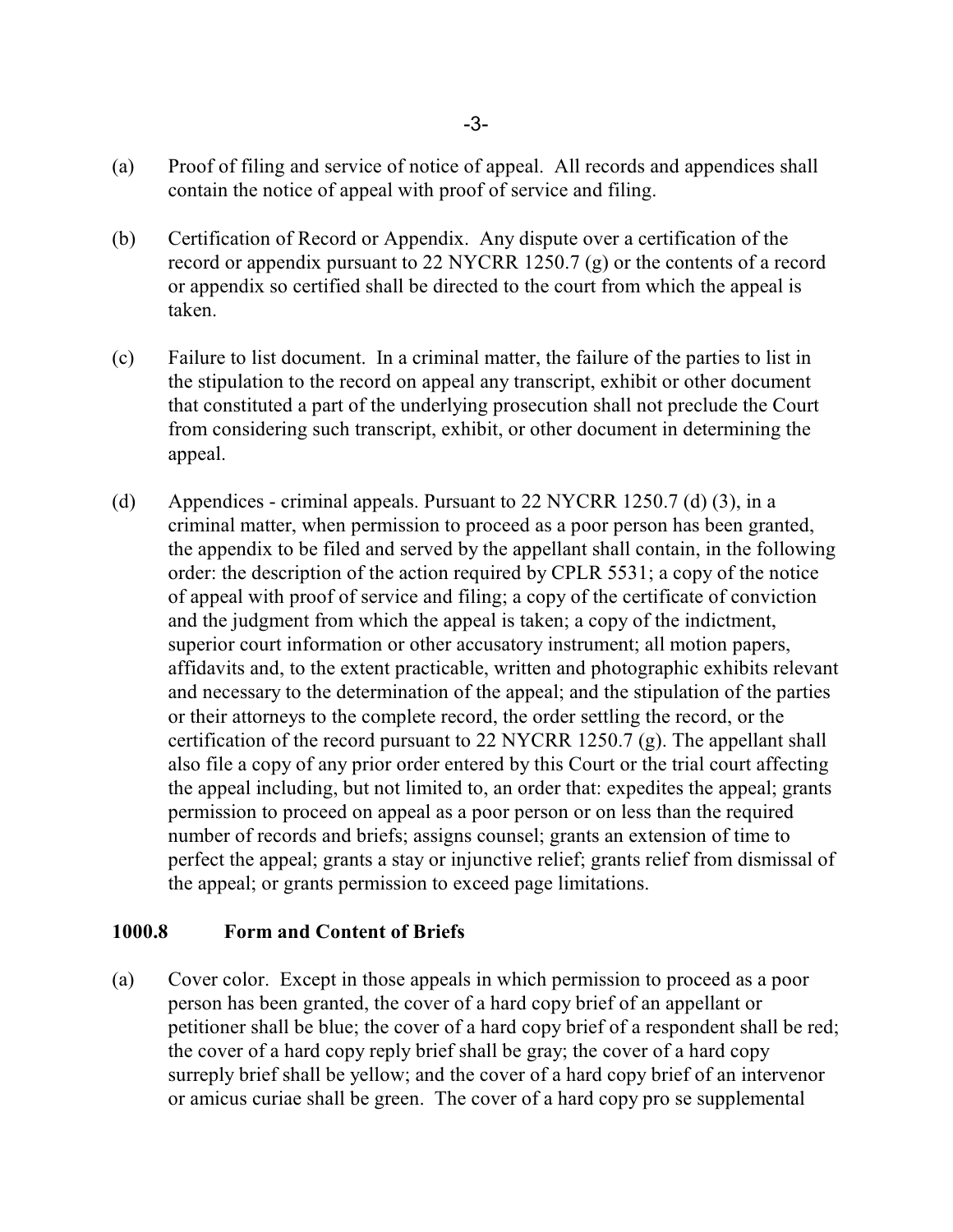(a) Proof of filing and service of notice of appeal. All records and appendices shall contain the notice of appeal with proof of service and filing.

(b) Certification of Record or Appendix. Any dispute over a certification of the record or appendix pursuant to 22 NYCRR 1250.7 (g) or the contents of a record or appendix so certified shall be directed to the court from which the appeal is taken.

(c) Failure to list document. In a criminal matter, the failure of the parties to list in the stipulation to the record on appeal any transcript, exhibit or other document that constituted a part of the underlying prosecution shall not preclude the Court from considering such transcript, exhibit, or other document in determining the appeal.

(d) Appendices - criminal appeals. Pursuant to 22 NYCRR 1250.7 (d) (3), in a criminal matter, when permission to proceed as a poor person has been granted, the appendix to be filed and served by the appellant shall contain, in the following order: the description of the action required by CPLR 5531; a copy of the notice of appeal with proof of service and filing; a copy of the certificate of conviction and the judgment from which the appeal is taken; a copy of the indictment, superior court information or other accusatory instrument; all motion papers, affidavits and, to the extent practicable, written and photographic exhibits relevant and necessary to the determination of the appeal; and the stipulation of the parties or their attorneys to the complete record, the order settling the record, or the certification of the record pursuant to 22 NYCRR 1250.7 (g). The appellant shall also file a copy of any prior order entered by this Court or the trial court affecting the appeal including, but not limited to, an order that: expedites the appeal; grants permission to proceed on appeal as a poor person or on less than the required number of records and briefs; assigns counsel; grants an extension of time to perfect the appeal; grants a stay or injunctive relief; grants relief from dismissal of the appeal; or grants permission to exceed page limitations.

**1000.8 Form and Content of Briefs**

(a) Cover color. Except in those appeals in which permission to proceed as a poor person has been granted, the cover of a hard copy brief of an appellant or petitioner shall be blue; the cover of a hard copy brief of a respondent shall be red; the cover of a hard copy reply brief shall be gray; the cover of a hard copy surreply brief shall be yellow; and the cover of a hard copy brief of an intervenor or amicus curiae shall be green. The cover of a hard copy pro se supplemental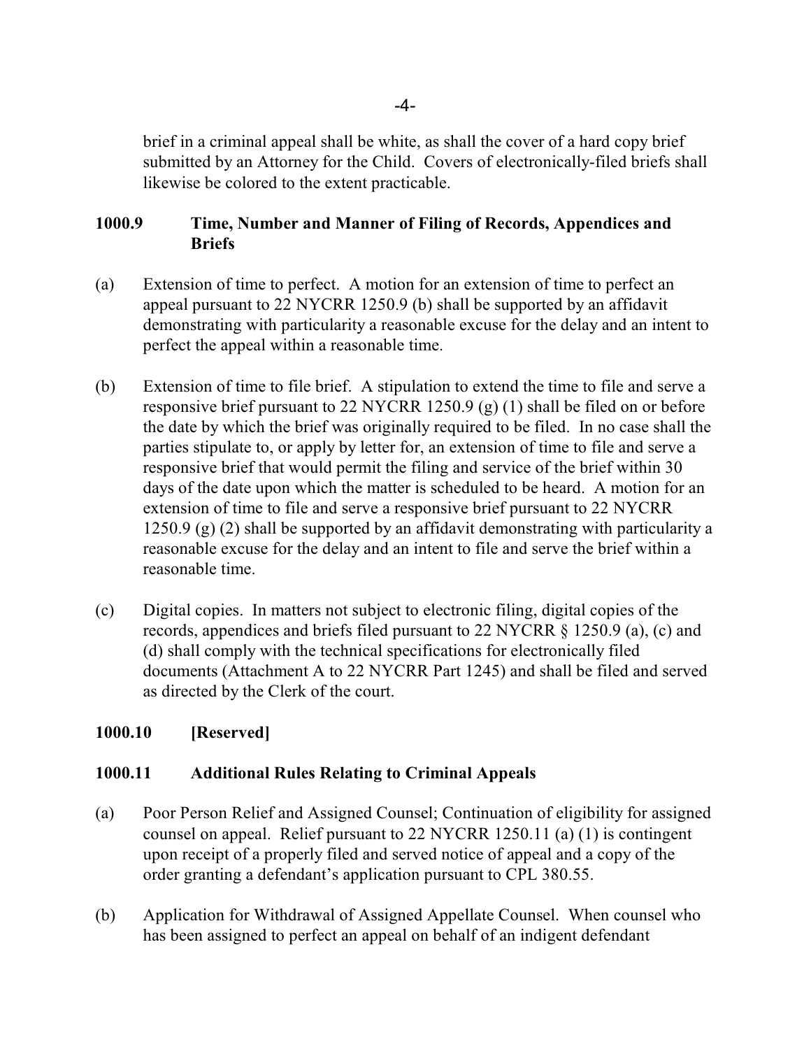brief in a criminal appeal shall be white, as shall the cover of a hard copy brief submitted by an Attorney for the Child. Covers of electronically-filed briefs shall likewise be colored to the extent practicable.

### 1000.9 Time, Number and Manner of Filing of Records, Appendices and Briefs

(a) Extension of time to perfect. A motion for an extension of time to perfect an appeal pursuant to 22 NYCRR 1250.9 (b) shall be supported by an affidavit demonstrating with particularity a reasonable excuse for the delay and an intent to perfect the appeal within a reasonable time.

(b) Extension of time to file brief. A stipulation to extend the time to file and serve a responsive brief pursuant to 22 NYCRR 1250.9 (g) (1) shall be filed on or before the date by which the brief was originally required to be filed. In no case shall the parties stipulate to, or apply by letter for, an extension of time to file and serve a responsive brief that would permit the filing and service of the brief within 30 days of the date upon which the matter is scheduled to be heard. A motion for an extension of time to file and serve a responsive brief pursuant to 22 NYCRR 1250.9 (g) (2) shall be supported by an affidavit demonstrating with particularity a reasonable excuse for the delay and an intent to file and serve the brief within a reasonable time.

(c) Digital copies. In matters not subject to electronic filing, digital copies of the records, appendices and briefs filed pursuant to 22 NYCRR § 1250.9 (a), (c) and (d) shall comply with the technical specifications for electronically filed documents (Attachment A to 22 NYCRR Part 1245) and shall be filed and served as directed by the Clerk of the court.

### 1000.10 [Reserved]

### 1000.11 Additional Rules Relating to Criminal Appeals

(a) Poor Person Relief and Assigned Counsel; Continuation of eligibility for assigned counsel on appeal. Relief pursuant to 22 NYCRR 1250.11 (a) (1) is contingent upon receipt of a properly filed and served notice of appeal and a copy of the order granting a defendant's application pursuant to CPL 380.55.

(b) Application for Withdrawal of Assigned Appellate Counsel. When counsel who has been assigned to perfect an appeal on behalf of an indigent defendant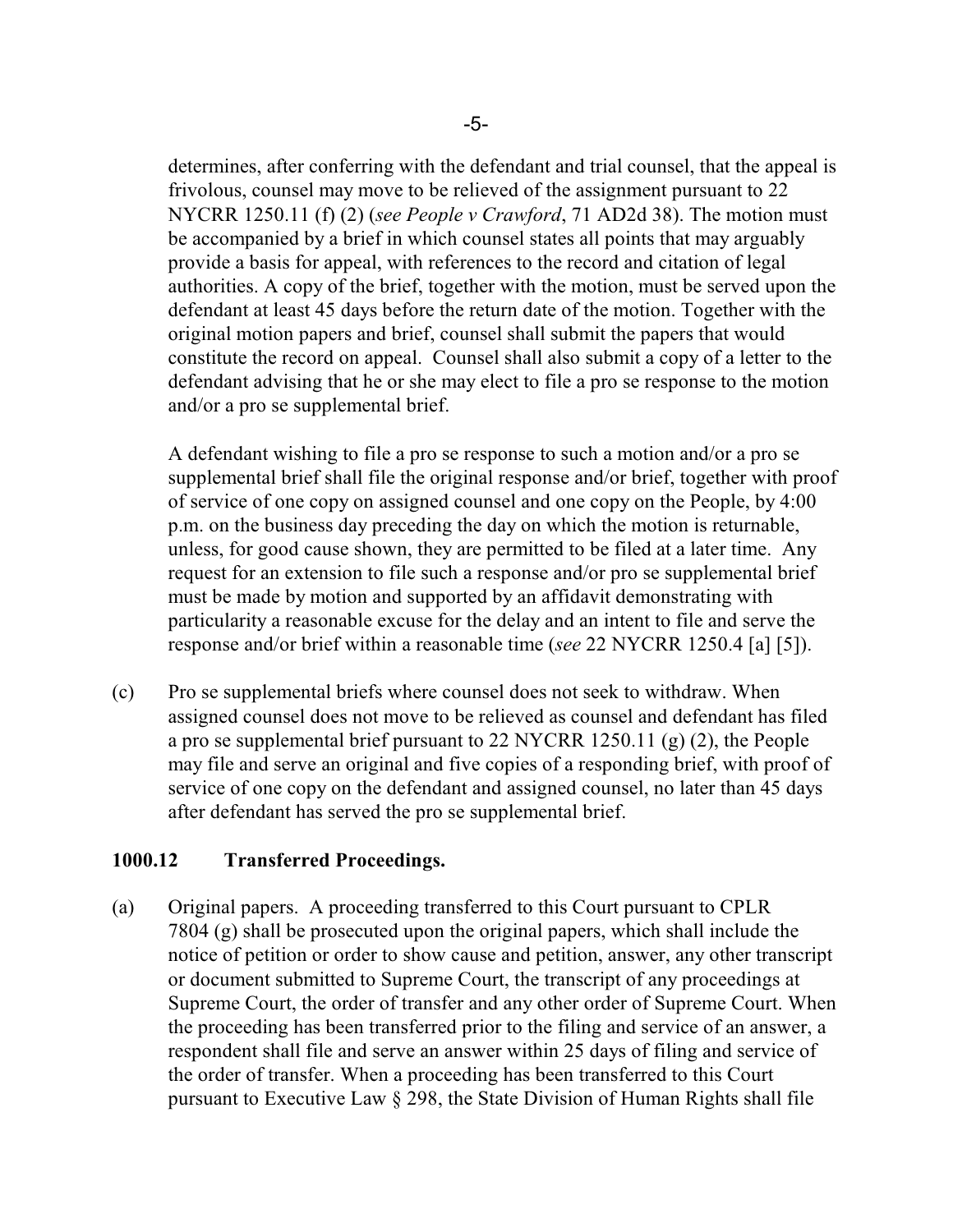determines, after conferring with the defendant and trial counsel, that the appeal is frivolous, counsel may move to be relieved of the assignment pursuant to 22 NYCRR 1250.11 (f) (2) (*see People v Crawford*, 71 AD2d 38). The motion must be accompanied by a brief in which counsel states all points that may arguably provide a basis for appeal, with references to the record and citation of legal authorities. A copy of the brief, together with the motion, must be served upon the defendant at least 45 days before the return date of the motion. Together with the original motion papers and brief, counsel shall submit the papers that would constitute the record on appeal. Counsel shall also submit a copy of a letter to the defendant advising that he or she may elect to file a pro se response to the motion and/or a pro se supplemental brief.

A defendant wishing to file a pro se response to such a motion and/or a pro se supplemental brief shall file the original response and/or brief, together with proof of service of one copy on assigned counsel and one copy on the People, by 4:00 p.m. on the business day preceding the day on which the motion is returnable, unless, for good cause shown, they are permitted to be filed at a later time. Any request for an extension to file such a response and/or pro se supplemental brief must be made by motion and supported by an affidavit demonstrating with particularity a reasonable excuse for the delay and an intent to file and serve the response and/or brief within a reasonable time (*see* 22 NYCRR 1250.4 [a] [5]).

(c) Pro se supplemental briefs where counsel does not seek to withdraw. When assigned counsel does not move to be relieved as counsel and defendant has filed a pro se supplemental brief pursuant to 22 NYCRR 1250.11 (g) (2), the People may file and serve an original and five copies of a responding brief, with proof of service of one copy on the defendant and assigned counsel, no later than 45 days after defendant has served the pro se supplemental brief.

**1000.12 Transferred Proceedings.**

(a) Original papers. A proceeding transferred to this Court pursuant to CPLR 7804 (g) shall be prosecuted upon the original papers, which shall include the notice of petition or order to show cause and petition, answer, any other transcript or document submitted to Supreme Court, the transcript of any proceedings at Supreme Court, the order of transfer and any other order of Supreme Court. When the proceeding has been transferred prior to the filing and service of an answer, a respondent shall file and serve an answer within 25 days of filing and service of the order of transfer. When a proceeding has been transferred to this Court pursuant to Executive Law § 298, the State Division of Human Rights shall file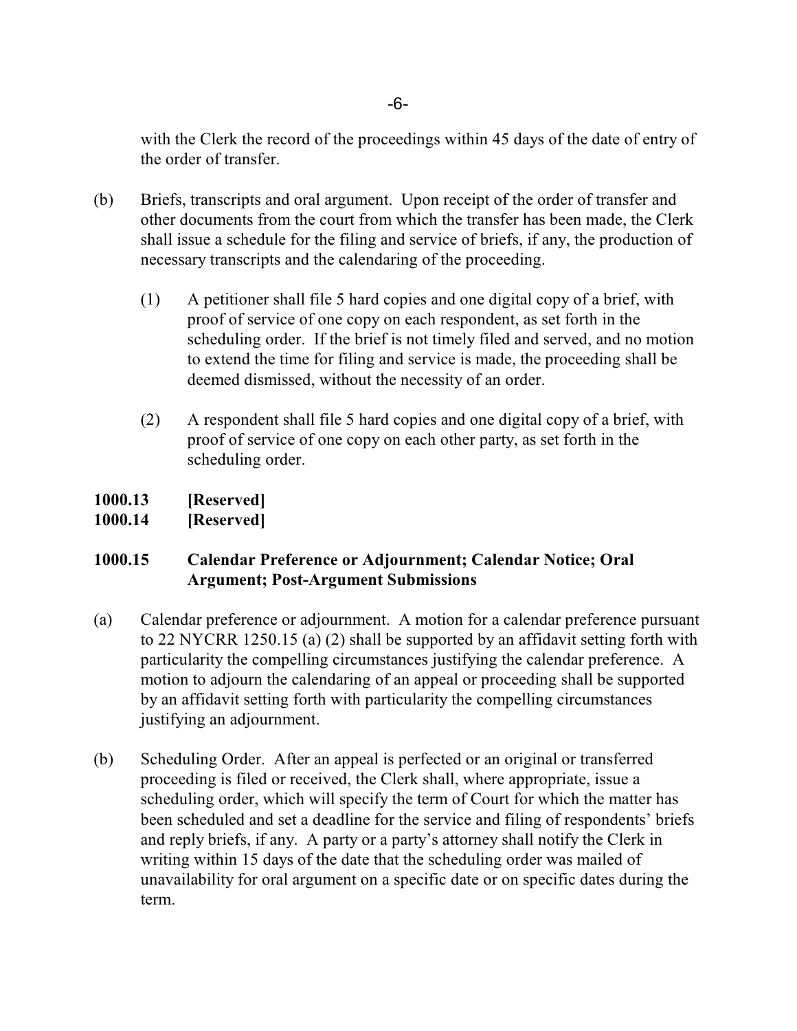with the Clerk the record of the proceedings within 45 days of the date of entry of the order of transfer.

(b) Briefs, transcripts and oral argument. Upon receipt of the order of transfer and other documents from the court from which the transfer has been made, the Clerk shall issue a schedule for the filing and service of briefs, if any, the production of necessary transcripts and the calendaring of the proceeding.

   (1) A petitioner shall file 5 hard copies and one digital copy of a brief, with proof of service of one copy on each respondent, as set forth in the scheduling order. If the brief is not timely filed and served, and no motion to extend the time for filing and service is made, the proceeding shall be deemed dismissed, without the necessity of an order.

   (2) A respondent shall file 5 hard copies and one digital copy of a brief, with proof of service of one copy on each other party, as set forth in the scheduling order.

**1000.13 [Reserved]**

**1000.14 [Reserved]**

**1000.15 Calendar Preference or Adjournment; Calendar Notice; Oral Argument; Post-Argument Submissions**

(a) Calendar preference or adjournment. A motion for a calendar preference pursuant to 22 NYCRR 1250.15 (a) (2) shall be supported by an affidavit setting forth with particularity the compelling circumstances justifying the calendar preference. A motion to adjourn the calendaring of an appeal or proceeding shall be supported by an affidavit setting forth with particularity the compelling circumstances justifying an adjournment.

(b) Scheduling Order. After an appeal is perfected or an original or transferred proceeding is filed or received, the Clerk shall, where appropriate, issue a scheduling order, which will specify the term of Court for which the matter has been scheduled and set a deadline for the service and filing of respondents' briefs and reply briefs, if any. A party or a party's attorney shall notify the Clerk in writing within 15 days of the date that the scheduling order was mailed of unavailability for oral argument on a specific date or on specific dates during the term.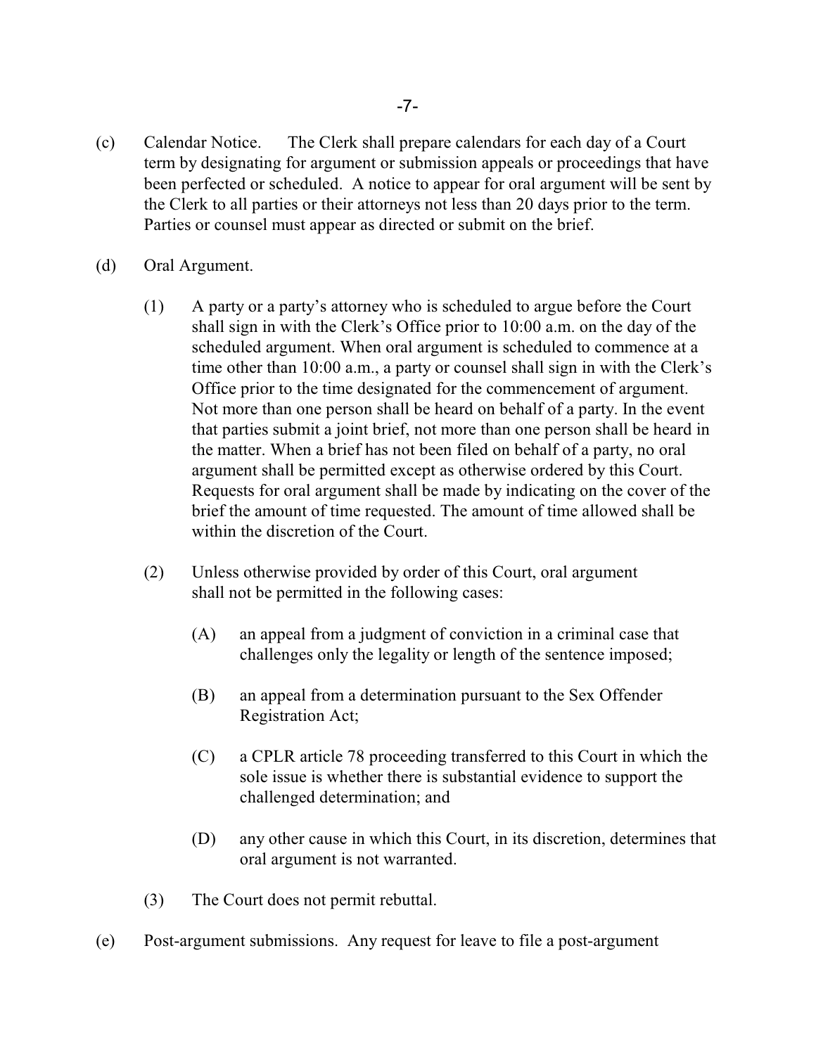(c) Calendar Notice. The Clerk shall prepare calendars for each day of a Court term by designating for argument or submission appeals or proceedings that have been perfected or scheduled. A notice to appear for oral argument will be sent by the Clerk to all parties or their attorneys not less than 20 days prior to the term. Parties or counsel must appear as directed or submit on the brief.

(d) Oral Argument.

(1) A party or a party's attorney who is scheduled to argue before the Court shall sign in with the Clerk's Office prior to 10:00 a.m. on the day of the scheduled argument. When oral argument is scheduled to commence at a time other than 10:00 a.m., a party or counsel shall sign in with the Clerk's Office prior to the time designated for the commencement of argument. Not more than one person shall be heard on behalf of a party. In the event that parties submit a joint brief, not more than one person shall be heard in the matter. When a brief has not been filed on behalf of a party, no oral argument shall be permitted except as otherwise ordered by this Court. Requests for oral argument shall be made by indicating on the cover of the brief the amount of time requested. The amount of time allowed shall be within the discretion of the Court.

(2) Unless otherwise provided by order of this Court, oral argument shall not be permitted in the following cases:

(A) an appeal from a judgment of conviction in a criminal case that challenges only the legality or length of the sentence imposed;

(B) an appeal from a determination pursuant to the Sex Offender Registration Act;

(C) a CPLR article 78 proceeding transferred to this Court in which the sole issue is whether there is substantial evidence to support the challenged determination; and

(D) any other cause in which this Court, in its discretion, determines that oral argument is not warranted.

(3) The Court does not permit rebuttal.

(e) Post-argument submissions. Any request for leave to file a post-argument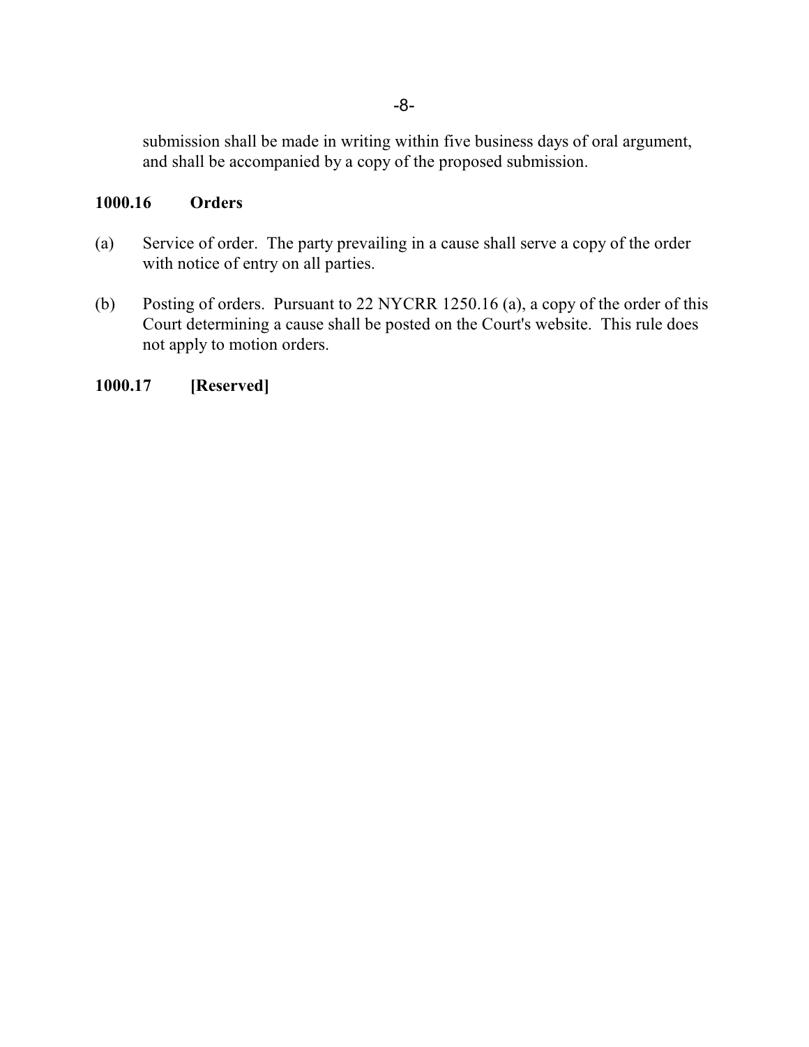submission shall be made in writing within five business days of oral argument, and shall be accompanied by a copy of the proposed submission.

**1000.16 Orders**

(a) Service of order. The party prevailing in a cause shall serve a copy of the order with notice of entry on all parties.

(b) Posting of orders. Pursuant to 22 NYCRR 1250.16 (a), a copy of the order of this Court determining a cause shall be posted on the Court's website. This rule does not apply to motion orders.

**1000.17 [Reserved]**